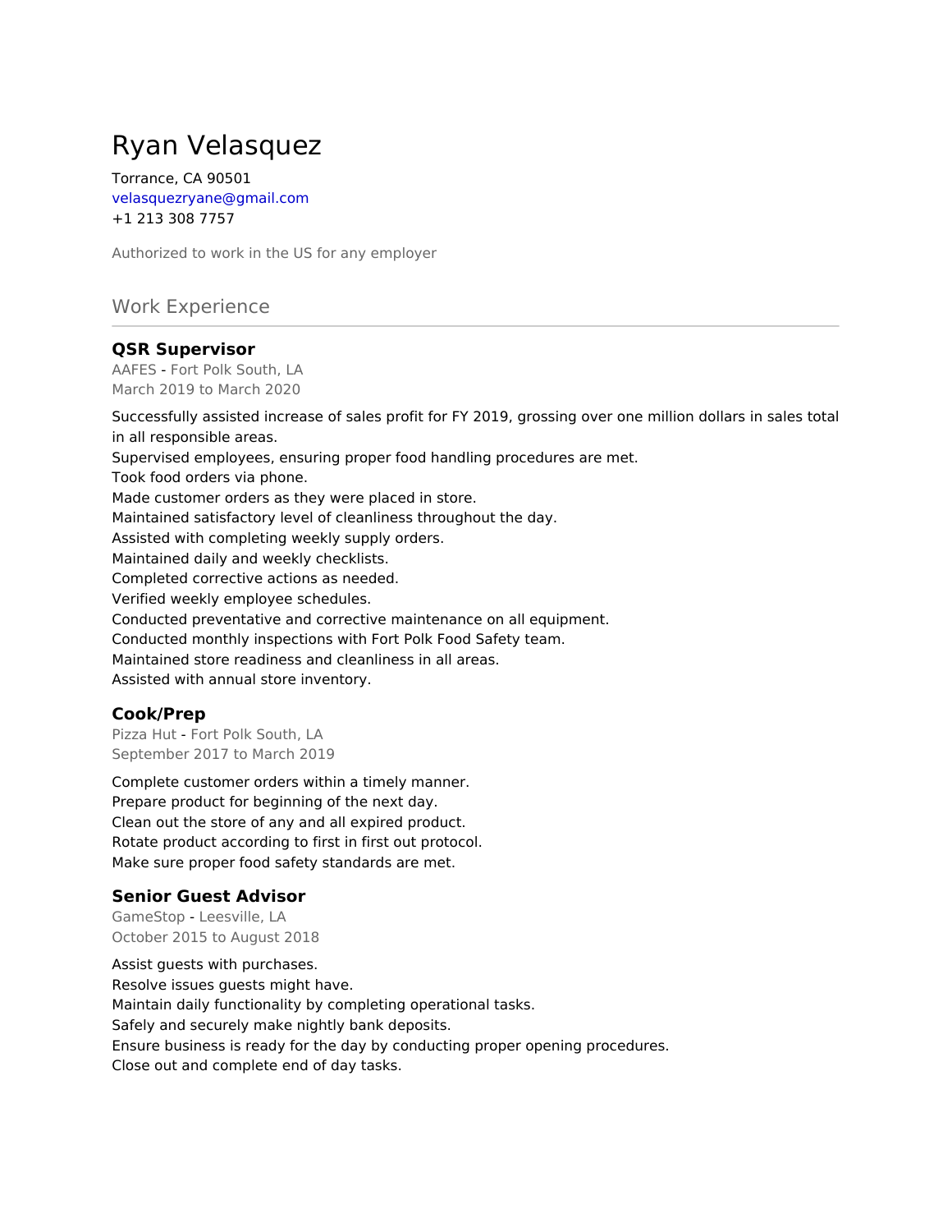# Ryan Velasquez

Torrance, CA 90501
velasquezryane@gmail.com
+1 213 308 7757

Authorized to work in the US for any employer

## Work Experience

### QSR Supervisor

AAFES - Fort Polk South, LA
March 2019 to March 2020

Successfully assisted increase of sales profit for FY 2019, grossing over one million dollars in sales total in all responsible areas.
Supervised employees, ensuring proper food handling procedures are met.
Took food orders via phone.
Made customer orders as they were placed in store.
Maintained satisfactory level of cleanliness throughout the day.
Assisted with completing weekly supply orders.
Maintained daily and weekly checklists.
Completed corrective actions as needed.
Verified weekly employee schedules.
Conducted preventative and corrective maintenance on all equipment.
Conducted monthly inspections with Fort Polk Food Safety team.
Maintained store readiness and cleanliness in all areas.
Assisted with annual store inventory.

### Cook/Prep

Pizza Hut - Fort Polk South, LA
September 2017 to March 2019

Complete customer orders within a timely manner.
Prepare product for beginning of the next day.
Clean out the store of any and all expired product.
Rotate product according to first in first out protocol.
Make sure proper food safety standards are met.

### Senior Guest Advisor

GameStop - Leesville, LA
October 2015 to August 2018

Assist guests with purchases.
Resolve issues guests might have.
Maintain daily functionality by completing operational tasks.
Safely and securely make nightly bank deposits.
Ensure business is ready for the day by conducting proper opening procedures.
Close out and complete end of day tasks.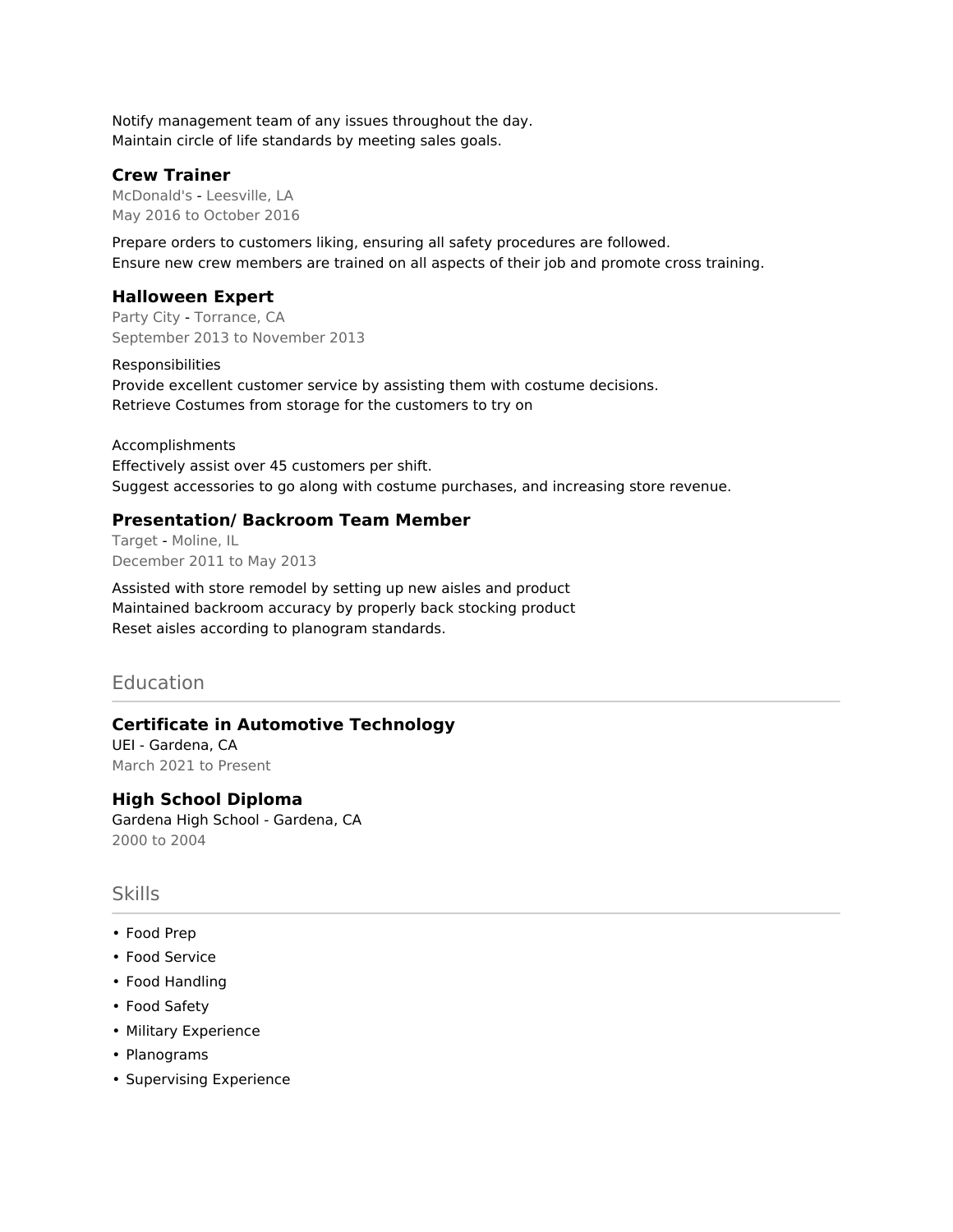Notify management team of any issues throughout the day.
Maintain circle of life standards by meeting sales goals.

### Crew Trainer

McDonald's - Leesville, LA
May 2016 to October 2016

Prepare orders to customers liking, ensuring all safety procedures are followed.
Ensure new crew members are trained on all aspects of their job and promote cross training.

### Halloween Expert

Party City - Torrance, CA
September 2013 to November 2013

Responsibilities
Provide excellent customer service by assisting them with costume decisions.
Retrieve Costumes from storage for the customers to try on

Accomplishments
Effectively assist over 45 customers per shift.
Suggest accessories to go along with costume purchases, and increasing store revenue.

### Presentation/ Backroom Team Member

Target - Moline, IL
December 2011 to May 2013

Assisted with store remodel by setting up new aisles and product
Maintained backroom accuracy by properly back stocking product
Reset aisles according to planogram standards.

## Education

### Certificate in Automotive Technology

UEI - Gardena, CA
March 2021 to Present

### High School Diploma

Gardena High School - Gardena, CA
2000 to 2004

## Skills

- Food Prep
- Food Service
- Food Handling
- Food Safety
- Military Experience
- Planograms
- Supervising Experience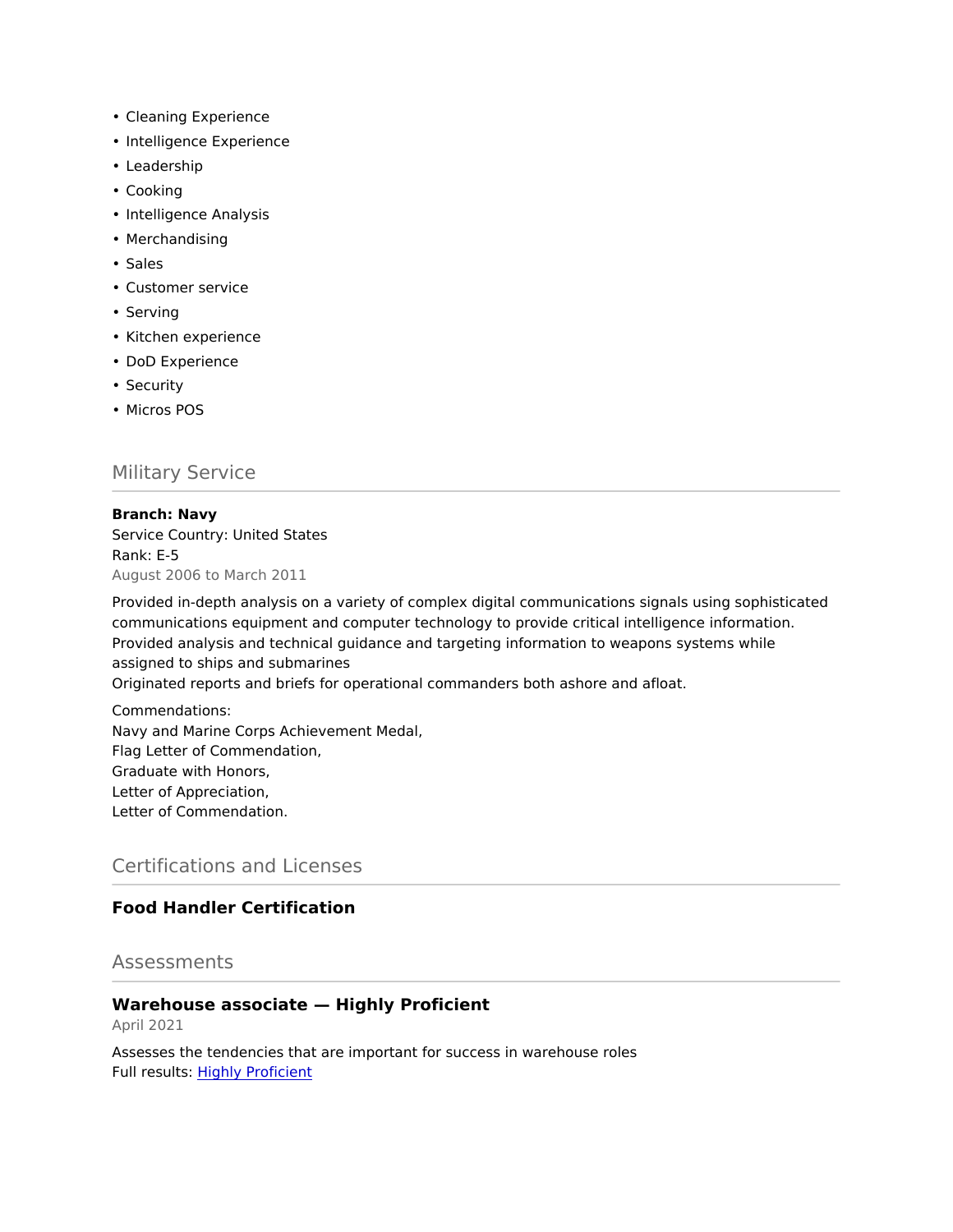- Cleaning Experience
- Intelligence Experience
- Leadership
- Cooking
- Intelligence Analysis
- Merchandising
- Sales
- Customer service
- Serving
- Kitchen experience
- DoD Experience
- Security
- Micros POS

## Military Service

**Branch: Navy**
Service Country: United States
Rank: E-5
August 2006 to March 2011

Provided in-depth analysis on a variety of complex digital communications signals using sophisticated communications equipment and computer technology to provide critical intelligence information.
Provided analysis and technical guidance and targeting information to weapons systems while assigned to ships and submarines
Originated reports and briefs for operational commanders both ashore and afloat.

Commendations:
Navy and Marine Corps Achievement Medal,
Flag Letter of Commendation,
Graduate with Honors,
Letter of Appreciation,
Letter of Commendation.

## Certifications and Licenses

### Food Handler Certification

## Assessments

### Warehouse associate — Highly Proficient

April 2021

Assesses the tendencies that are important for success in warehouse roles
Full results: Highly Proficient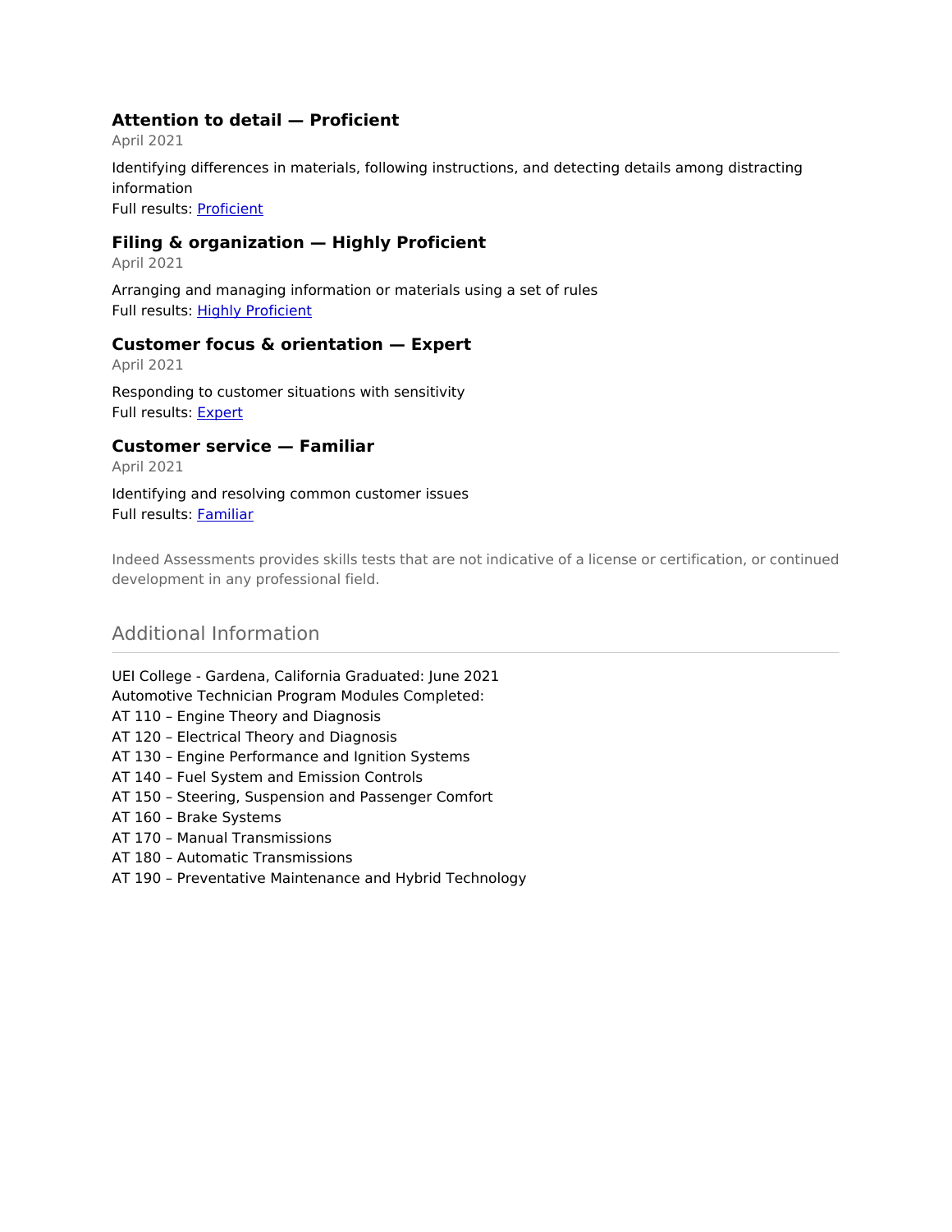### Attention to detail — Proficient

April 2021

Identifying differences in materials, following instructions, and detecting details among distracting information

Full results: [Proficient]

### Filing & organization — Highly Proficient

April 2021

Arranging and managing information or materials using a set of rules

Full results: [Highly Proficient]

### Customer focus & orientation — Expert

April 2021

Responding to customer situations with sensitivity

Full results: [Expert]

### Customer service — Familiar

April 2021

Identifying and resolving common customer issues

Full results: [Familiar]

Indeed Assessments provides skills tests that are not indicative of a license or certification, or continued development in any professional field.

## Additional Information

UEI College - Gardena, California Graduated: June 2021

Automotive Technician Program Modules Completed:

AT 110 – Engine Theory and Diagnosis

AT 120 – Electrical Theory and Diagnosis

AT 130 – Engine Performance and Ignition Systems

AT 140 – Fuel System and Emission Controls

AT 150 – Steering, Suspension and Passenger Comfort

AT 160 – Brake Systems

AT 170 – Manual Transmissions

AT 180 – Automatic Transmissions

AT 190 – Preventative Maintenance and Hybrid Technology